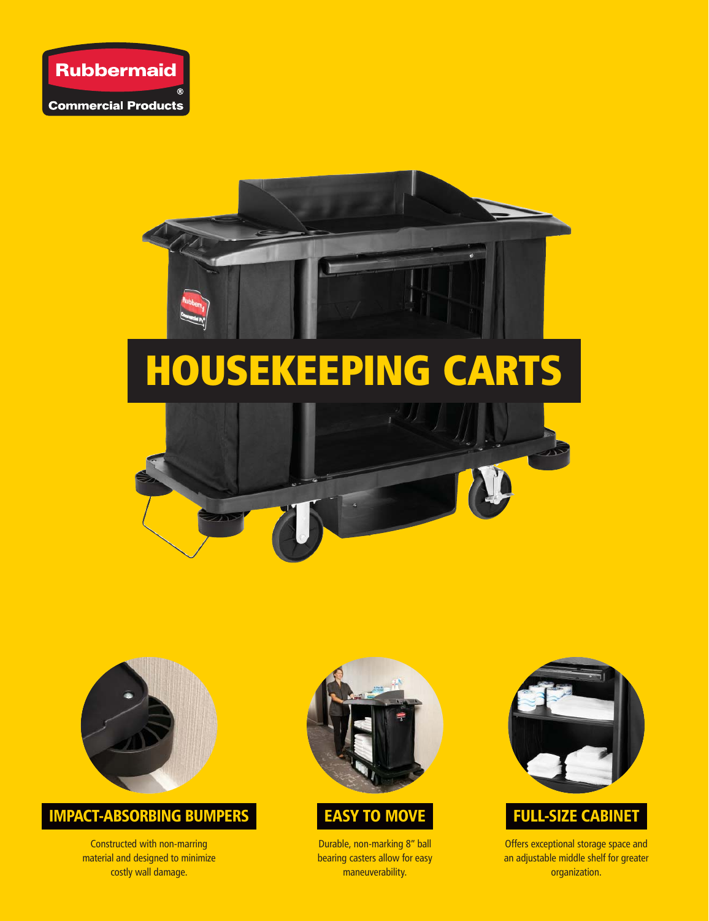Rubbermaid®
Commercial Products

# HOUSEKEEPING CARTS

## IMPACT-ABSORBING BUMPERS

Constructed with non-marring material and designed to minimize costly wall damage.

## EASY TO MOVE

Durable, non-marking 8" ball bearing casters allow for easy maneuverability.

## FULL-SIZE CABINET

Offers exceptional storage space and an adjustable middle shelf for greater organization.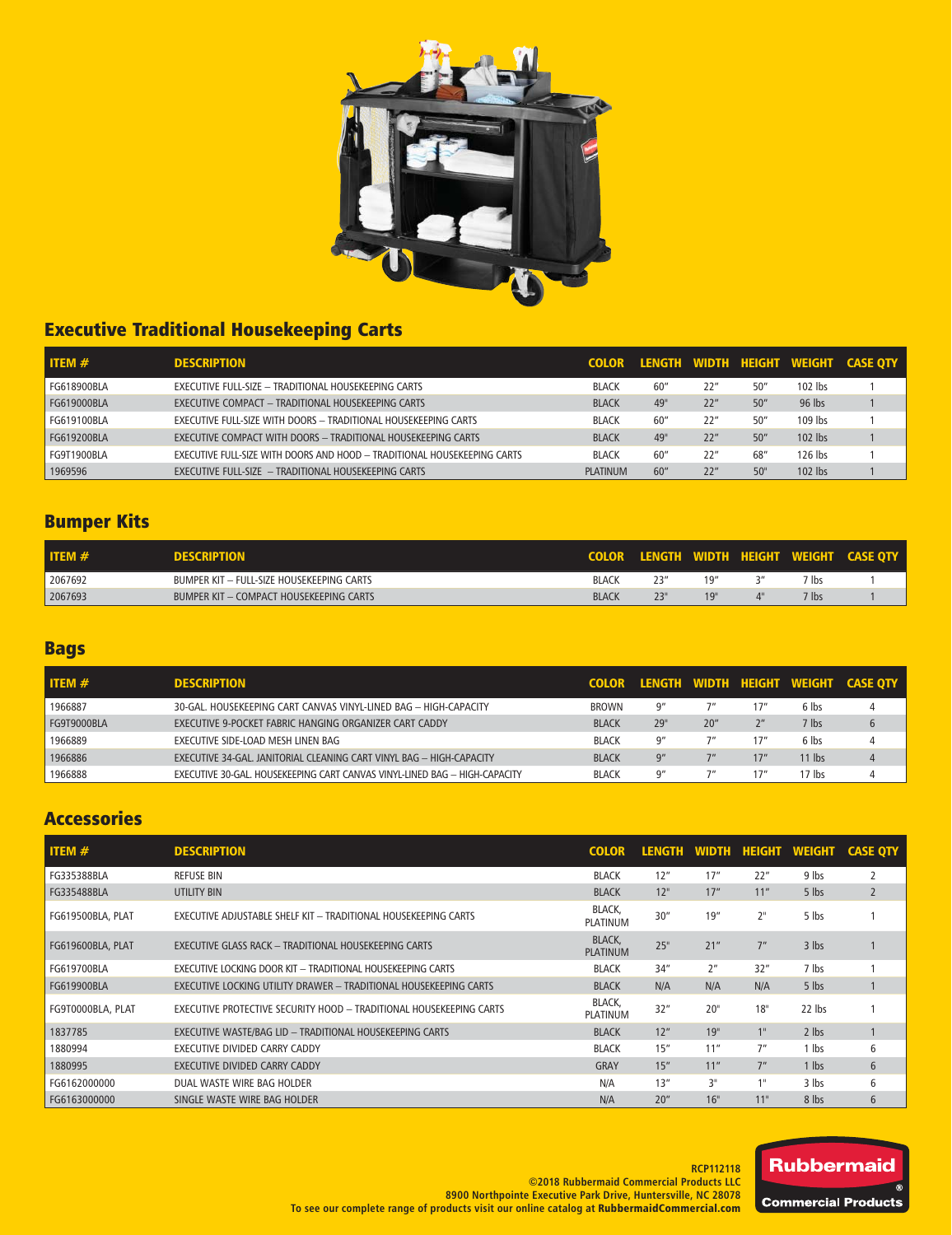## Executive Traditional Housekeeping Carts

| ITEM # | DESCRIPTION | COLOR | LENGTH | WIDTH | HEIGHT | WEIGHT | CASE QTY |
|---|---|---|---|---|---|---|---|
| FG618900BLA | EXECUTIVE FULL-SIZE – TRADITIONAL HOUSEKEEPING CARTS | BLACK | 60" | 22" | 50" | 102 lbs | 1 |
| FG619000BLA | EXECUTIVE COMPACT – TRADITIONAL HOUSEKEEPING CARTS | BLACK | 49" | 22" | 50" | 96 lbs | 1 |
| FG619100BLA | EXECUTIVE FULL-SIZE WITH DOORS – TRADITIONAL HOUSEKEEPING CARTS | BLACK | 60" | 22" | 50" | 109 lbs | 1 |
| FG619200BLA | EXECUTIVE COMPACT WITH DOORS – TRADITIONAL HOUSEKEEPING CARTS | BLACK | 49" | 22" | 50" | 102 lbs | 1 |
| FG9T1900BLA | EXECUTIVE FULL-SIZE WITH DOORS AND HOOD – TRADITIONAL HOUSEKEEPING CARTS | BLACK | 60" | 22" | 68" | 126 lbs | 1 |
| 1969596 | EXECUTIVE FULL-SIZE – TRADITIONAL HOUSEKEEPING CARTS | PLATINUM | 60" | 22" | 50" | 102 lbs | 1 |

## Bumper Kits

| ITEM # | DESCRIPTION | COLOR | LENGTH | WIDTH | HEIGHT | WEIGHT | CASE QTY |
|---|---|---|---|---|---|---|---|
| 2067692 | BUMPER KIT – FULL-SIZE HOUSEKEEPING CARTS | BLACK | 23" | 19" | 3" | 7 lbs | 1 |
| 2067693 | BUMPER KIT – COMPACT HOUSEKEEPING CARTS | BLACK | 23" | 19" | 4" | 7 lbs | 1 |

## Bags

| ITEM # | DESCRIPTION | COLOR | LENGTH | WIDTH | HEIGHT | WEIGHT | CASE QTY |
|---|---|---|---|---|---|---|---|
| 1966887 | 30-GAL. HOUSEKEEPING CART CANVAS VINYL-LINED BAG – HIGH-CAPACITY | BROWN | 9" | 7" | 17" | 6 lbs | 4 |
| FG9T9000BLA | EXECUTIVE 9-POCKET FABRIC HANGING ORGANIZER CART CADDY | BLACK | 29" | 20" | 2" | 7 lbs | 6 |
| 1966889 | EXECUTIVE SIDE-LOAD MESH LINEN BAG | BLACK | 9" | 7" | 17" | 6 lbs | 4 |
| 1966886 | EXECUTIVE 34-GAL. JANITORIAL CLEANING CART VINYL BAG – HIGH-CAPACITY | BLACK | 9" | 7" | 17" | 11 lbs | 4 |
| 1966888 | EXECUTIVE 30-GAL. HOUSEKEEPING CART CANVAS VINYL-LINED BAG – HIGH-CAPACITY | BLACK | 9" | 7" | 17" | 17 lbs | 4 |

## Accessories

| ITEM # | DESCRIPTION | COLOR | LENGTH | WIDTH | HEIGHT | WEIGHT | CASE QTY |
|---|---|---|---|---|---|---|---|
| FG335388BLA | REFUSE BIN | BLACK | 12" | 17" | 22" | 9 lbs | 2 |
| FG335488BLA | UTILITY BIN | BLACK | 12" | 17" | 11" | 5 lbs | 2 |
| FG619500BLA, PLAT | EXECUTIVE ADJUSTABLE SHELF KIT – TRADITIONAL HOUSEKEEPING CARTS | BLACK, PLATINUM | 30" | 19" | 2" | 5 lbs | 1 |
| FG619600BLA, PLAT | EXECUTIVE GLASS RACK – TRADITIONAL HOUSEKEEPING CARTS | BLACK, PLATINUM | 25" | 21" | 7" | 3 lbs | 1 |
| FG619700BLA | EXECUTIVE LOCKING DOOR KIT – TRADITIONAL HOUSEKEEPING CARTS | BLACK | 34" | 2" | 32" | 7 lbs | 1 |
| FG619900BLA | EXECUTIVE LOCKING UTILITY DRAWER – TRADITIONAL HOUSEKEEPING CARTS | BLACK | N/A | N/A | N/A | 5 lbs | 1 |
| FG9T0000BLA, PLAT | EXECUTIVE PROTECTIVE SECURITY HOOD – TRADITIONAL HOUSEKEEPING CARTS | BLACK, PLATINUM | 32" | 20" | 18" | 22 lbs | 1 |
| 1837785 | EXECUTIVE WASTE/BAG LID – TRADITIONAL HOUSEKEEPING CARTS | BLACK | 12" | 19" | 1" | 2 lbs | 1 |
| 1880994 | EXECUTIVE DIVIDED CARRY CADDY | BLACK | 15" | 11" | 7" | 1 lbs | 6 |
| 1880995 | EXECUTIVE DIVIDED CARRY CADDY | GRAY | 15" | 11" | 7" | 1 lbs | 6 |
| FG6162000000 | DUAL WASTE WIRE BAG HOLDER | N/A | 13" | 3" | 1" | 3 lbs | 6 |
| FG6163000000 | SINGLE WASTE WIRE BAG HOLDER | N/A | 20" | 16" | 11" | 8 lbs | 6 |

**RCP112118**
**©2018 Rubbermaid Commercial Products LLC**
**8900 Northpointe Executive Park Drive, Huntersville, NC 28078**
**To see our complete range of products visit our online catalog at RubbermaidCommercial.com**

Rubbermaid® Commercial Products